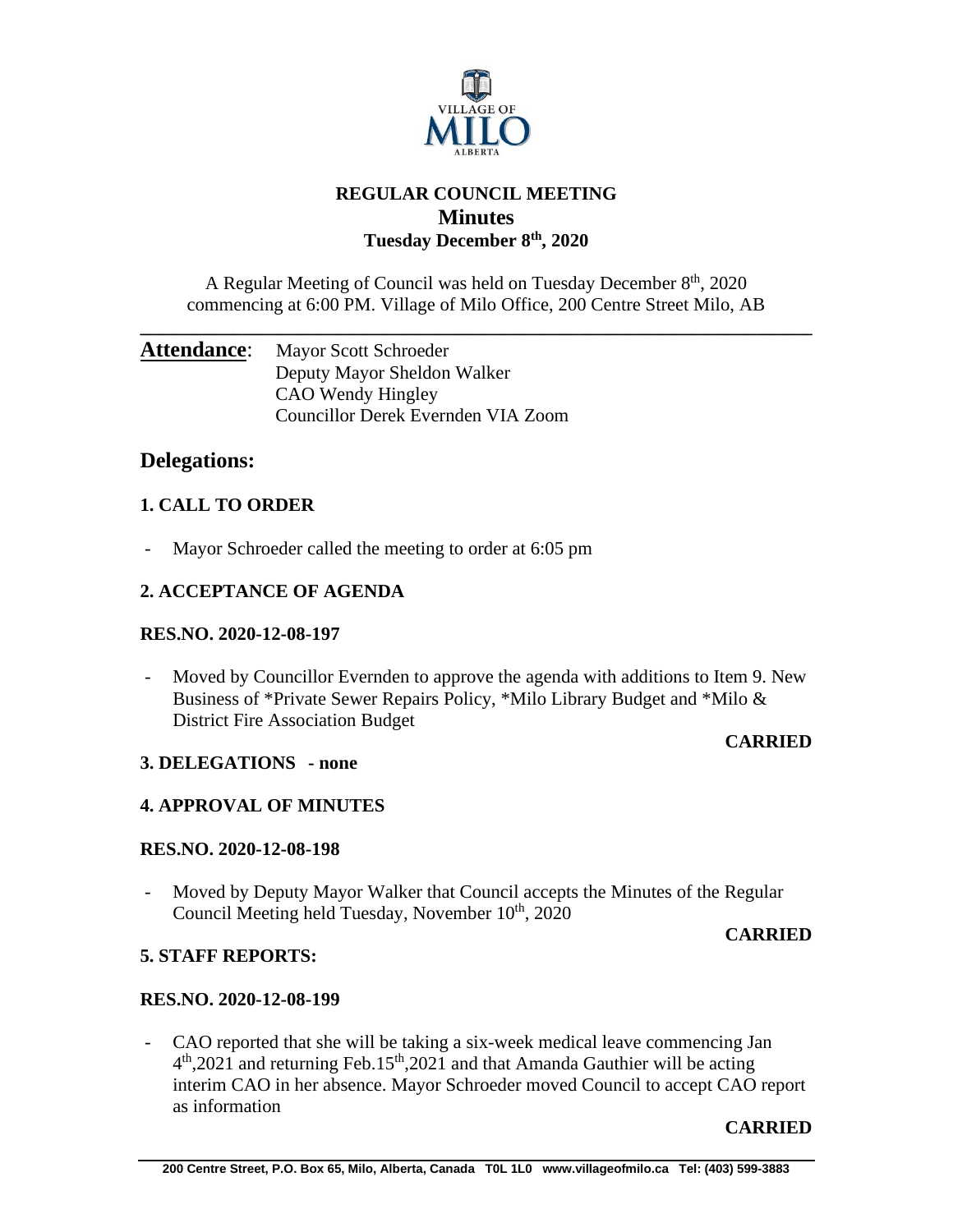# REGULAR COUNCIL MEETING

## Minutes

### Tuesday December 8th, 2020

A Regular Meeting of Council was held on Tuesday December 8th, 2020 commencing at 6:00 PM. Village of Milo Office, 200 Centre Street Milo, AB

**Attendance**: Mayor Scott Schroeder
Deputy Mayor Sheldon Walker
CAO Wendy Hingley
Councillor Derek Evernden VIA Zoom

## Delegations:

### 1. CALL TO ORDER

- Mayor Schroeder called the meeting to order at 6:05 pm

### 2. ACCEPTANCE OF AGENDA

**RES.NO. 2020-12-08-197**

- Moved by Councillor Evernden to approve the agenda with additions to Item 9. New Business of *Private Sewer Repairs Policy, *Milo Library Budget and *Milo & District Fire Association Budget

**CARRIED**

### 3. DELEGATIONS - none

### 4. APPROVAL OF MINUTES

**RES.NO. 2020-12-08-198**

- Moved by Deputy Mayor Walker that Council accepts the Minutes of the Regular Council Meeting held Tuesday, November 10th, 2020

**CARRIED**

### 5. STAFF REPORTS:

**RES.NO. 2020-12-08-199**

- CAO reported that she will be taking a six-week medical leave commencing Jan 4th,2021 and returning Feb.15th,2021 and that Amanda Gauthier will be acting interim CAO in her absence. Mayor Schroeder moved Council to accept CAO report as information

**CARRIED**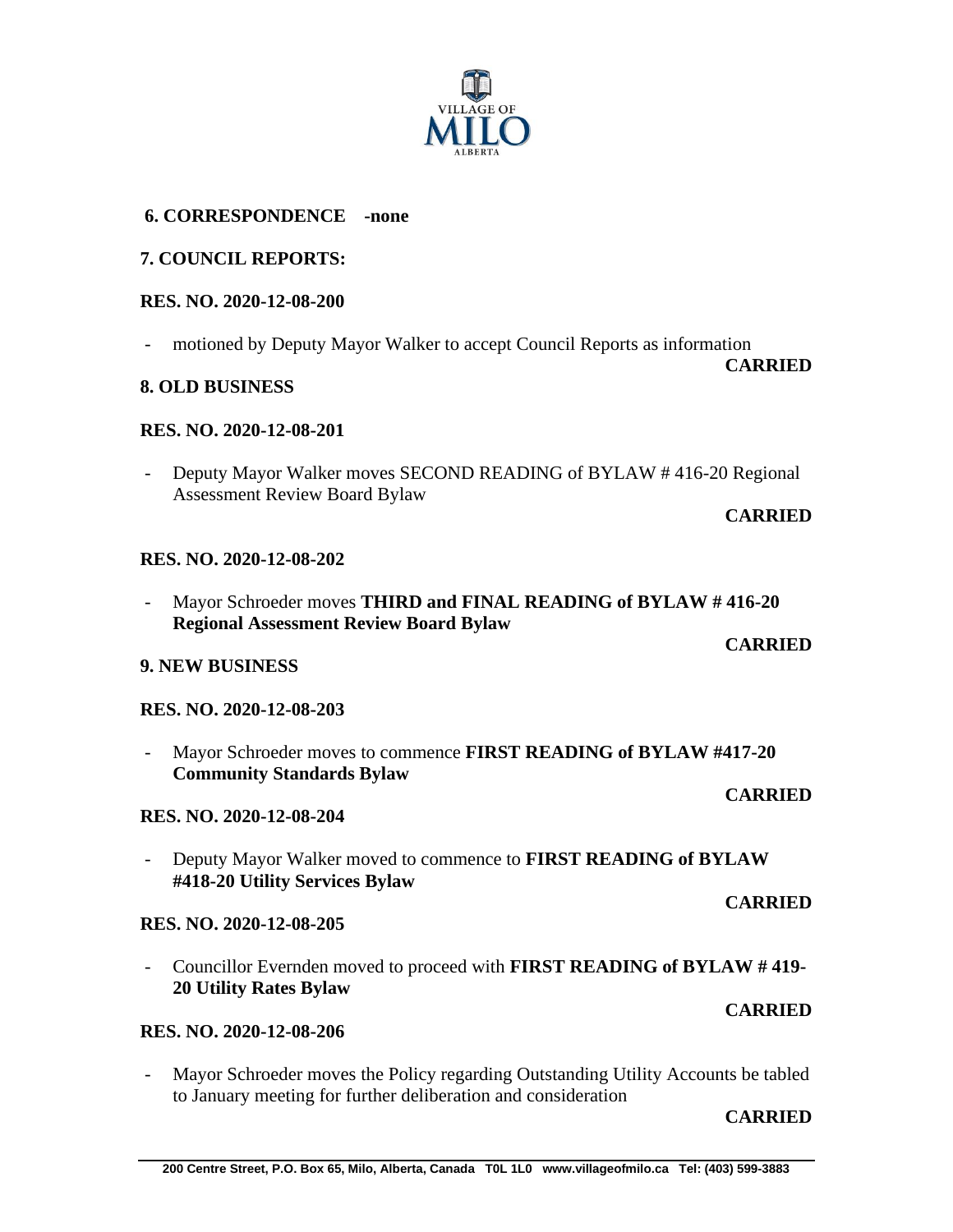## 6. CORRESPONDENCE -none

## 7. COUNCIL REPORTS:

**RES. NO. 2020-12-08-200**

- motioned by Deputy Mayor Walker to accept Council Reports as information

**CARRIED**

## 8. OLD BUSINESS

**RES. NO. 2020-12-08-201**

- Deputy Mayor Walker moves SECOND READING of BYLAW # 416-20 Regional Assessment Review Board Bylaw

**CARRIED**

**RES. NO. 2020-12-08-202**

- Mayor Schroeder moves **THIRD and FINAL READING of BYLAW # 416-20 Regional Assessment Review Board Bylaw**

**CARRIED**

## 9. NEW BUSINESS

**RES. NO. 2020-12-08-203**

- Mayor Schroeder moves to commence **FIRST READING of BYLAW #417-20 Community Standards Bylaw**

**CARRIED**

**RES. NO. 2020-12-08-204**

- Deputy Mayor Walker moved to commence to **FIRST READING of BYLAW #418-20 Utility Services Bylaw**

**CARRIED**

**RES. NO. 2020-12-08-205**

- Councillor Evernden moved to proceed with **FIRST READING of BYLAW # 419-20 Utility Rates Bylaw**

**CARRIED**

**RES. NO. 2020-12-08-206**

- Mayor Schroeder moves the Policy regarding Outstanding Utility Accounts be tabled to January meeting for further deliberation and consideration

**CARRIED**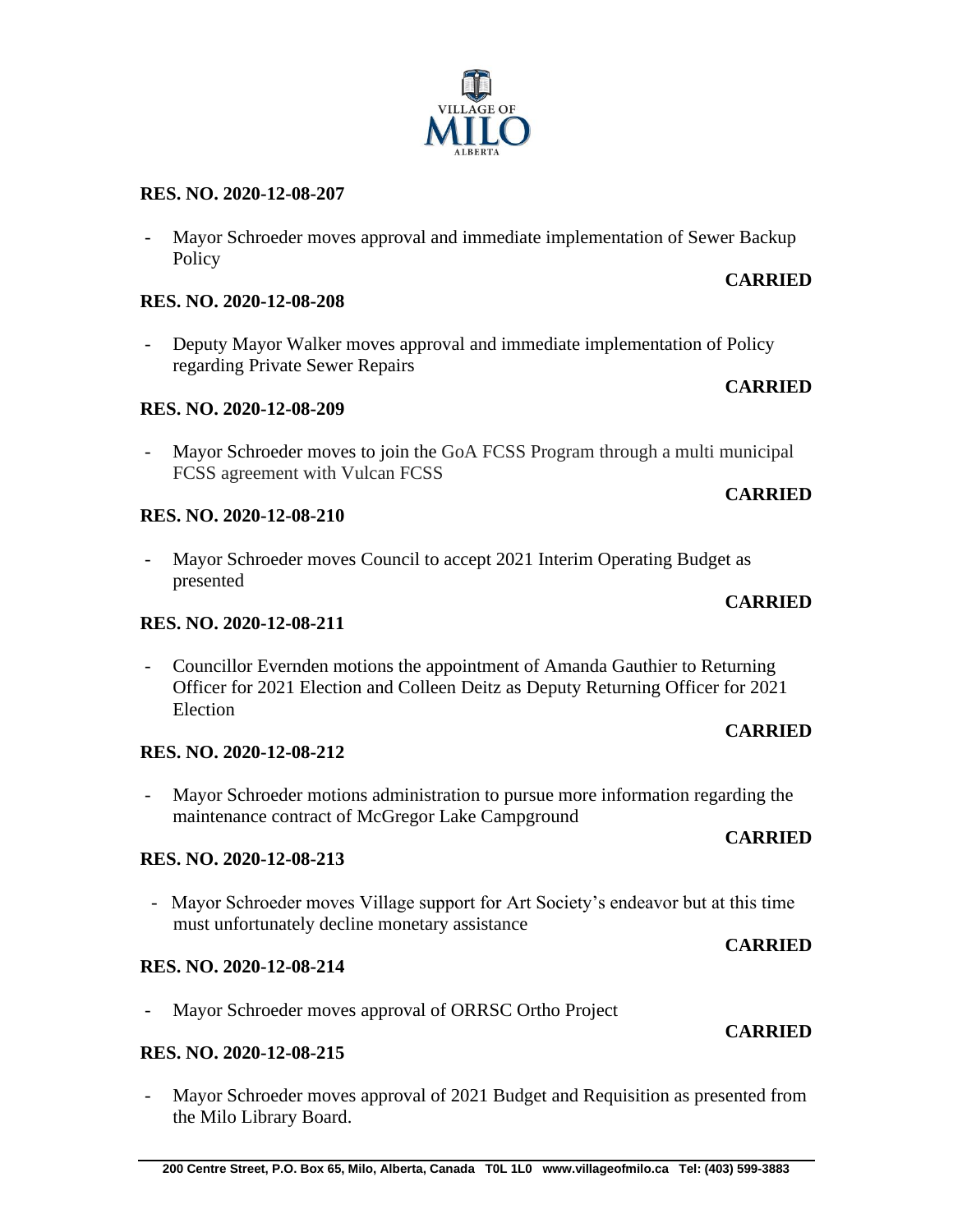**RES. NO. 2020-12-08-207**

- Mayor Schroeder moves approval and immediate implementation of Sewer Backup Policy

**CARRIED**

**RES. NO. 2020-12-08-208**

- Deputy Mayor Walker moves approval and immediate implementation of Policy regarding Private Sewer Repairs

**CARRIED**

**RES. NO. 2020-12-08-209**

- Mayor Schroeder moves to join the GoA FCSS Program through a multi municipal FCSS agreement with Vulcan FCSS

**CARRIED**

**RES. NO. 2020-12-08-210**

- Mayor Schroeder moves Council to accept 2021 Interim Operating Budget as presented

**CARRIED**

**RES. NO. 2020-12-08-211**

- Councillor Evernden motions the appointment of Amanda Gauthier to Returning Officer for 2021 Election and Colleen Deitz as Deputy Returning Officer for 2021 Election

**CARRIED**

**RES. NO. 2020-12-08-212**

- Mayor Schroeder motions administration to pursue more information regarding the maintenance contract of McGregor Lake Campground

**CARRIED**

**RES. NO. 2020-12-08-213**

- Mayor Schroeder moves Village support for Art Society's endeavor but at this time must unfortunately decline monetary assistance

**CARRIED**

**RES. NO. 2020-12-08-214**

- Mayor Schroeder moves approval of ORRSC Ortho Project

**CARRIED**

**RES. NO. 2020-12-08-215**

- Mayor Schroeder moves approval of 2021 Budget and Requisition as presented from the Milo Library Board.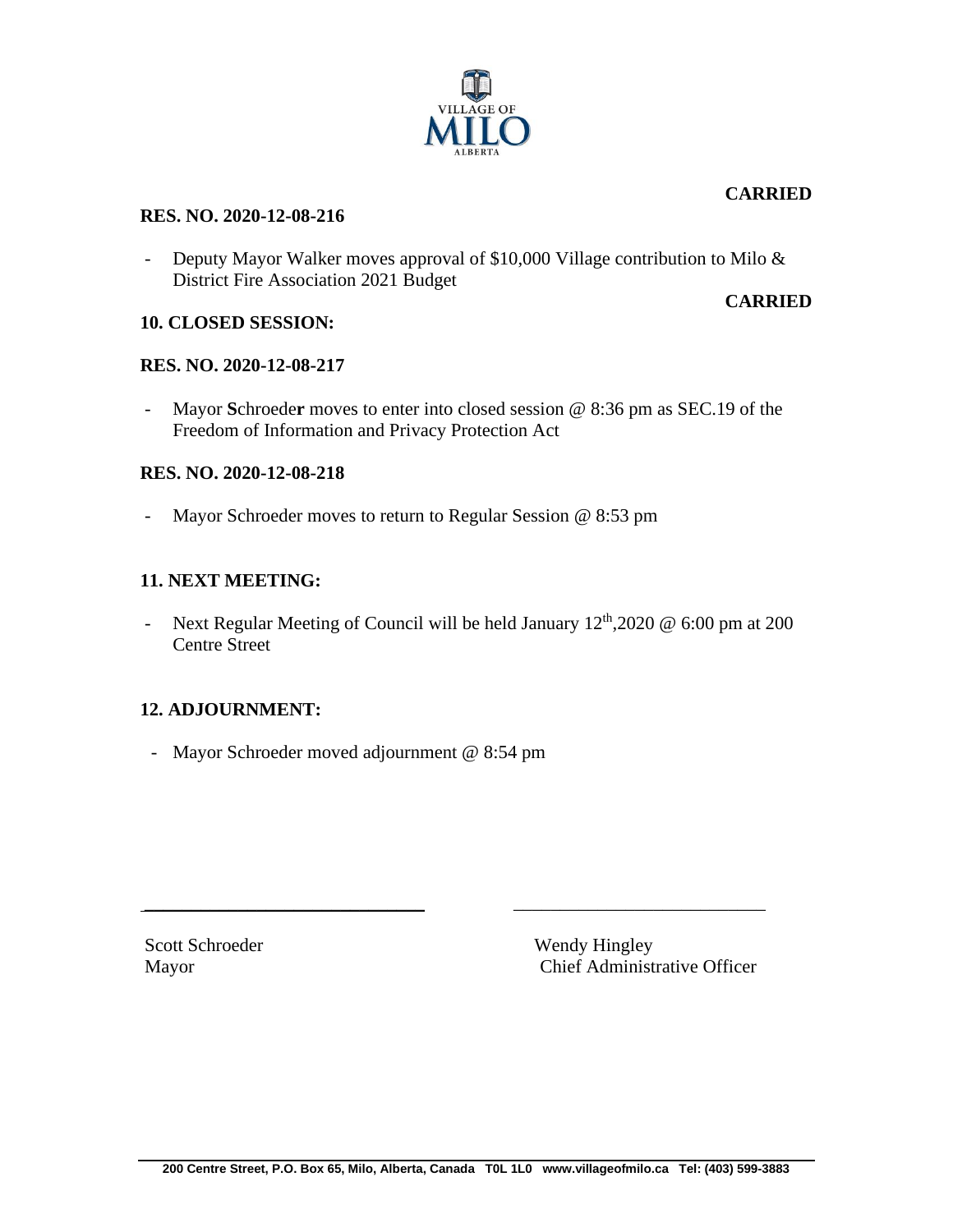**CARRIED**

**RES. NO. 2020-12-08-216**

- Deputy Mayor Walker moves approval of $10,000 Village contribution to Milo & District Fire Association 2021 Budget

**CARRIED**

**10. CLOSED SESSION:**

**RES. NO. 2020-12-08-217**

- Mayor **S**chroede**r** moves to enter into closed session @ 8:36 pm as SEC.19 of the Freedom of Information and Privacy Protection Act

**RES. NO. 2020-12-08-218**

- Mayor Schroeder moves to return to Regular Session @ 8:53 pm

**11. NEXT MEETING:**

- Next Regular Meeting of Council will be held January 12th,2020 @ 6:00 pm at 200 Centre Street

**12. ADJOURNMENT:**

- Mayor Schroeder moved adjournment @ 8:54 pm

Scott Schroeder
Mayor

Wendy Hingley
Chief Administrative Officer

200 Centre Street, P.O. Box 65, Milo, Alberta, Canada T0L 1L0 www.villageofmilo.ca Tel: (403) 599-3883